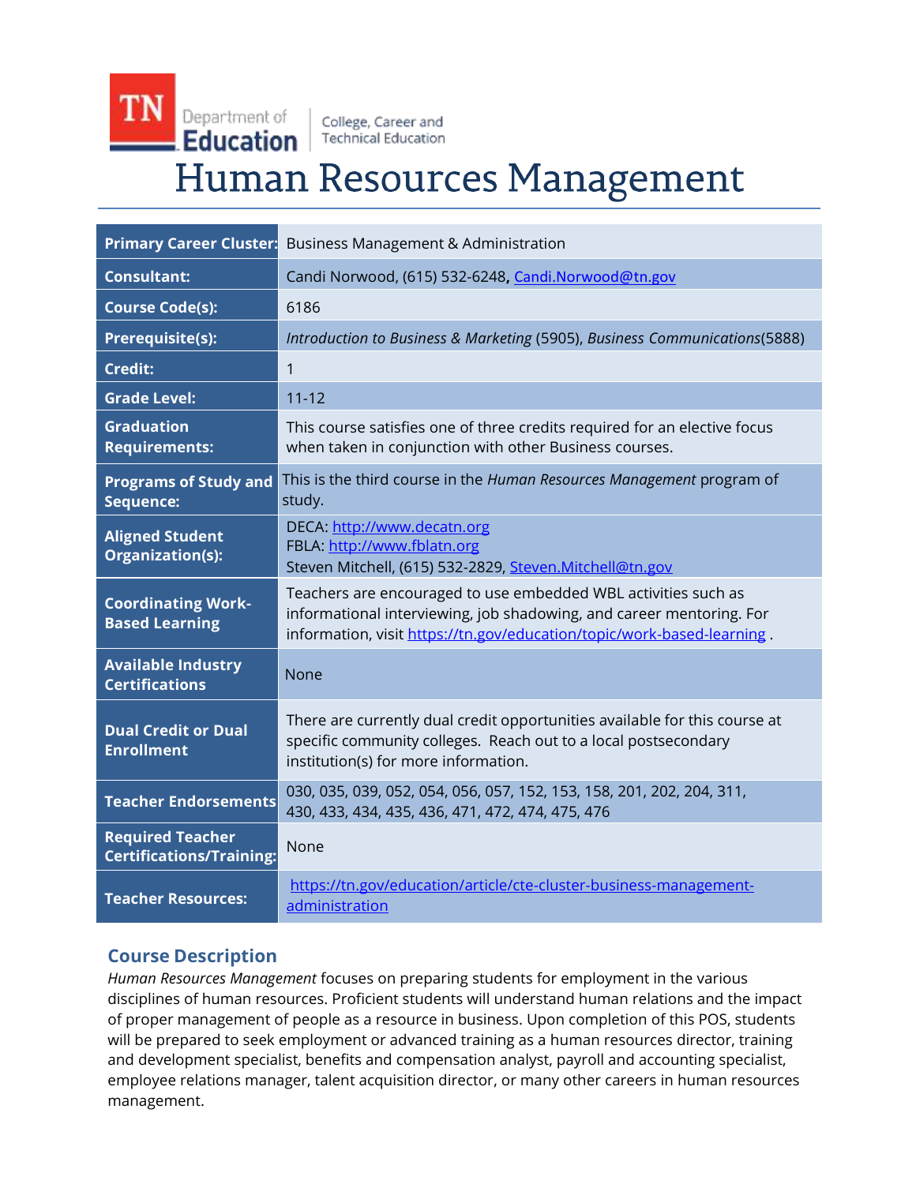TN Department of Education | College, Career and Technical Education

# Human Resources Management

| | |
|---|---|
| **Primary Career Cluster:** | Business Management & Administration |
| **Consultant:** | Candi Norwood, (615) 532-6248, Candi.Norwood@tn.gov |
| **Course Code(s):** | 6186 |
| **Prerequisite(s):** | *Introduction to Business & Marketing* (5905), *Business Communications*(5888) |
| **Credit:** | 1 |
| **Grade Level:** | 11-12 |
| **Graduation Requirements:** | This course satisfies one of three credits required for an elective focus when taken in conjunction with other Business courses. |
| **Programs of Study and Sequence:** | This is the third course in the *Human Resources Management* program of study. |
| **Aligned Student Organization(s):** | DECA: http://www.decatn.org<br>FBLA: http://www.fblatn.org<br>Steven Mitchell, (615) 532-2829, Steven.Mitchell@tn.gov |
| **Coordinating Work-Based Learning** | Teachers are encouraged to use embedded WBL activities such as informational interviewing, job shadowing, and career mentoring. For information, visit https://tn.gov/education/topic/work-based-learning . |
| **Available Industry Certifications** | None |
| **Dual Credit or Dual Enrollment** | There are currently dual credit opportunities available for this course at specific community colleges. Reach out to a local postsecondary institution(s) for more information. |
| **Teacher Endorsements** | 030, 035, 039, 052, 054, 056, 057, 152, 153, 158, 201, 202, 204, 311, 430, 433, 434, 435, 436, 471, 472, 474, 475, 476 |
| **Required Teacher Certifications/Training:** | None |
| **Teacher Resources:** | https://tn.gov/education/article/cte-cluster-business-management-administration |

## Course Description

*Human Resources Management* focuses on preparing students for employment in the various disciplines of human resources. Proficient students will understand human relations and the impact of proper management of people as a resource in business. Upon completion of this POS, students will be prepared to seek employment or advanced training as a human resources director, training and development specialist, benefits and compensation analyst, payroll and accounting specialist, employee relations manager, talent acquisition director, or many other careers in human resources management.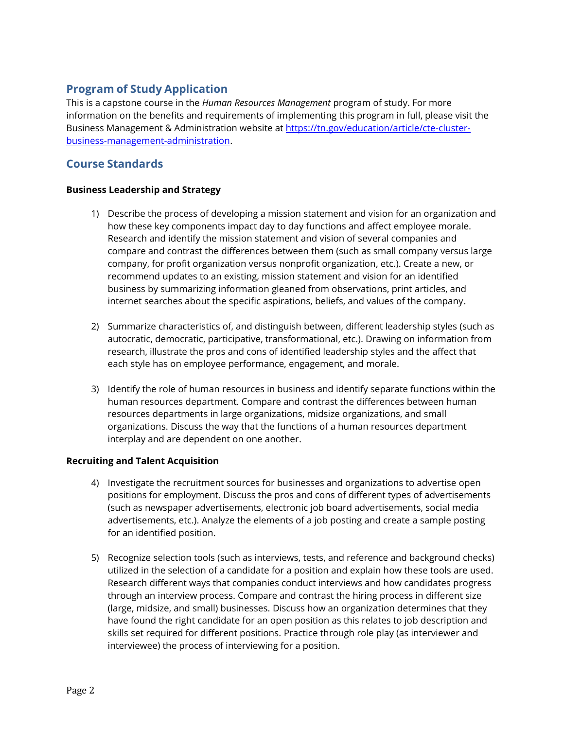## Program of Study Application

This is a capstone course in the *Human Resources Management* program of study. For more information on the benefits and requirements of implementing this program in full, please visit the Business Management & Administration website at [https://tn.gov/education/article/cte-cluster-business-management-administration](https://tn.gov/education/article/cte-cluster-business-management-administration).

## Course Standards

**Business Leadership and Strategy**

1) Describe the process of developing a mission statement and vision for an organization and how these key components impact day to day functions and affect employee morale. Research and identify the mission statement and vision of several companies and compare and contrast the differences between them (such as small company versus large company, for profit organization versus nonprofit organization, etc.). Create a new, or recommend updates to an existing, mission statement and vision for an identified business by summarizing information gleaned from observations, print articles, and internet searches about the specific aspirations, beliefs, and values of the company.

2) Summarize characteristics of, and distinguish between, different leadership styles (such as autocratic, democratic, participative, transformational, etc.). Drawing on information from research, illustrate the pros and cons of identified leadership styles and the affect that each style has on employee performance, engagement, and morale.

3) Identify the role of human resources in business and identify separate functions within the human resources department. Compare and contrast the differences between human resources departments in large organizations, midsize organizations, and small organizations. Discuss the way that the functions of a human resources department interplay and are dependent on one another.

**Recruiting and Talent Acquisition**

4) Investigate the recruitment sources for businesses and organizations to advertise open positions for employment. Discuss the pros and cons of different types of advertisements (such as newspaper advertisements, electronic job board advertisements, social media advertisements, etc.). Analyze the elements of a job posting and create a sample posting for an identified position.

5) Recognize selection tools (such as interviews, tests, and reference and background checks) utilized in the selection of a candidate for a position and explain how these tools are used. Research different ways that companies conduct interviews and how candidates progress through an interview process. Compare and contrast the hiring process in different size (large, midsize, and small) businesses. Discuss how an organization determines that they have found the right candidate for an open position as this relates to job description and skills set required for different positions. Practice through role play (as interviewer and interviewee) the process of interviewing for a position.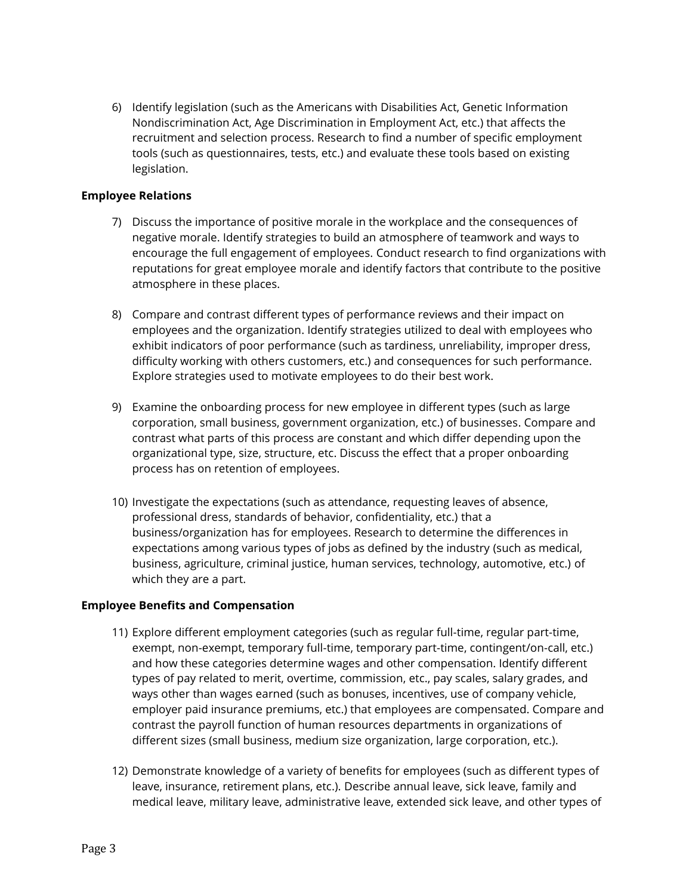6) Identify legislation (such as the Americans with Disabilities Act, Genetic Information Nondiscrimination Act, Age Discrimination in Employment Act, etc.) that affects the recruitment and selection process. Research to find a number of specific employment tools (such as questionnaires, tests, etc.) and evaluate these tools based on existing legislation.

**Employee Relations**

7) Discuss the importance of positive morale in the workplace and the consequences of negative morale. Identify strategies to build an atmosphere of teamwork and ways to encourage the full engagement of employees. Conduct research to find organizations with reputations for great employee morale and identify factors that contribute to the positive atmosphere in these places.

8) Compare and contrast different types of performance reviews and their impact on employees and the organization. Identify strategies utilized to deal with employees who exhibit indicators of poor performance (such as tardiness, unreliability, improper dress, difficulty working with others customers, etc.) and consequences for such performance. Explore strategies used to motivate employees to do their best work.

9) Examine the onboarding process for new employee in different types (such as large corporation, small business, government organization, etc.) of businesses. Compare and contrast what parts of this process are constant and which differ depending upon the organizational type, size, structure, etc. Discuss the effect that a proper onboarding process has on retention of employees.

10) Investigate the expectations (such as attendance, requesting leaves of absence, professional dress, standards of behavior, confidentiality, etc.) that a business/organization has for employees. Research to determine the differences in expectations among various types of jobs as defined by the industry (such as medical, business, agriculture, criminal justice, human services, technology, automotive, etc.) of which they are a part.

**Employee Benefits and Compensation**

11) Explore different employment categories (such as regular full-time, regular part-time, exempt, non-exempt, temporary full-time, temporary part-time, contingent/on-call, etc.) and how these categories determine wages and other compensation. Identify different types of pay related to merit, overtime, commission, etc., pay scales, salary grades, and ways other than wages earned (such as bonuses, incentives, use of company vehicle, employer paid insurance premiums, etc.) that employees are compensated. Compare and contrast the payroll function of human resources departments in organizations of different sizes (small business, medium size organization, large corporation, etc.).

12) Demonstrate knowledge of a variety of benefits for employees (such as different types of leave, insurance, retirement plans, etc.). Describe annual leave, sick leave, family and medical leave, military leave, administrative leave, extended sick leave, and other types of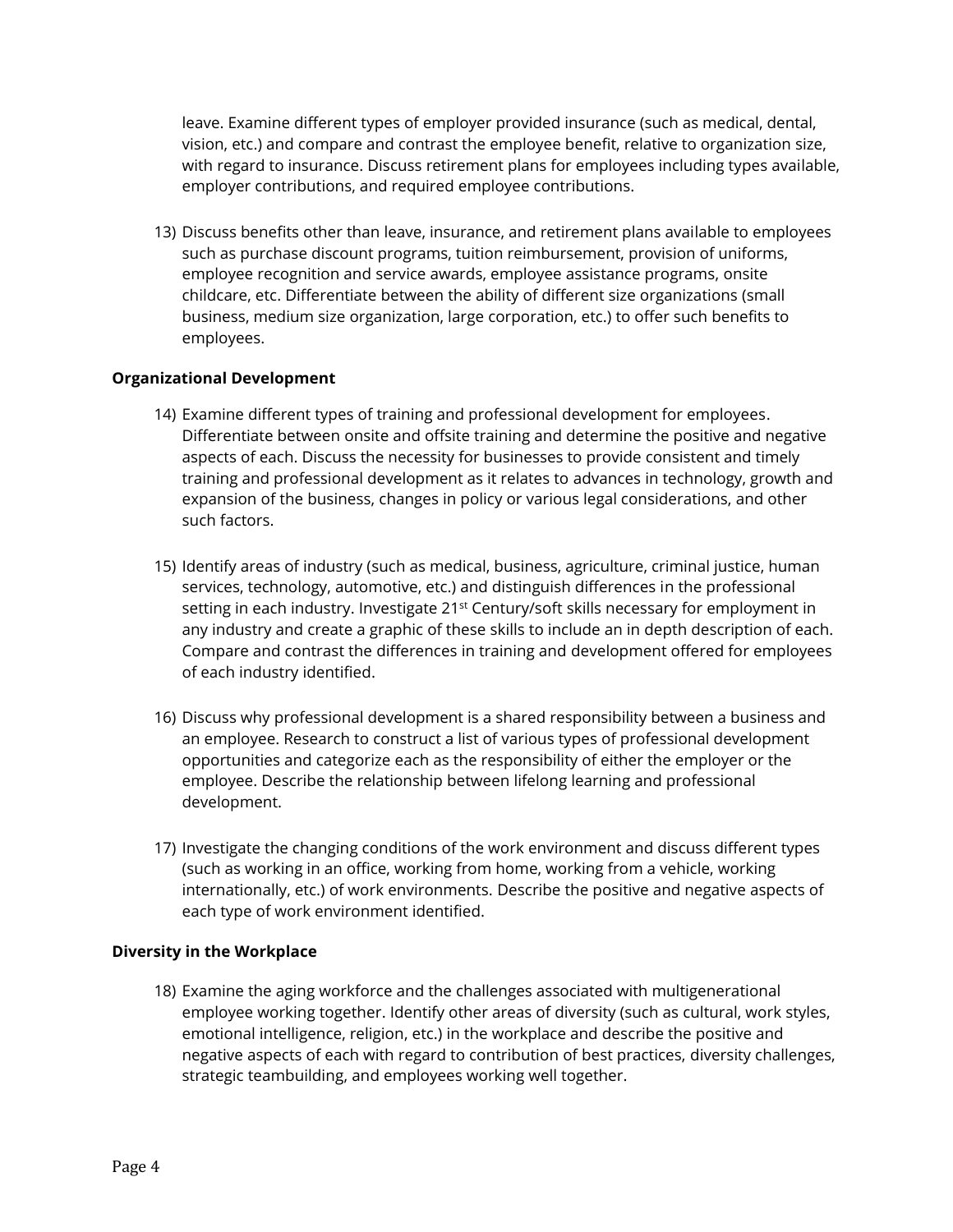leave. Examine different types of employer provided insurance (such as medical, dental, vision, etc.) and compare and contrast the employee benefit, relative to organization size, with regard to insurance. Discuss retirement plans for employees including types available, employer contributions, and required employee contributions.

13) Discuss benefits other than leave, insurance, and retirement plans available to employees such as purchase discount programs, tuition reimbursement, provision of uniforms, employee recognition and service awards, employee assistance programs, onsite childcare, etc. Differentiate between the ability of different size organizations (small business, medium size organization, large corporation, etc.) to offer such benefits to employees.

**Organizational Development**

14) Examine different types of training and professional development for employees. Differentiate between onsite and offsite training and determine the positive and negative aspects of each. Discuss the necessity for businesses to provide consistent and timely training and professional development as it relates to advances in technology, growth and expansion of the business, changes in policy or various legal considerations, and other such factors.

15) Identify areas of industry (such as medical, business, agriculture, criminal justice, human services, technology, automotive, etc.) and distinguish differences in the professional setting in each industry. Investigate 21st Century/soft skills necessary for employment in any industry and create a graphic of these skills to include an in depth description of each. Compare and contrast the differences in training and development offered for employees of each industry identified.

16) Discuss why professional development is a shared responsibility between a business and an employee. Research to construct a list of various types of professional development opportunities and categorize each as the responsibility of either the employer or the employee. Describe the relationship between lifelong learning and professional development.

17) Investigate the changing conditions of the work environment and discuss different types (such as working in an office, working from home, working from a vehicle, working internationally, etc.) of work environments. Describe the positive and negative aspects of each type of work environment identified.

**Diversity in the Workplace**

18) Examine the aging workforce and the challenges associated with multigenerational employee working together. Identify other areas of diversity (such as cultural, work styles, emotional intelligence, religion, etc.) in the workplace and describe the positive and negative aspects of each with regard to contribution of best practices, diversity challenges, strategic teambuilding, and employees working well together.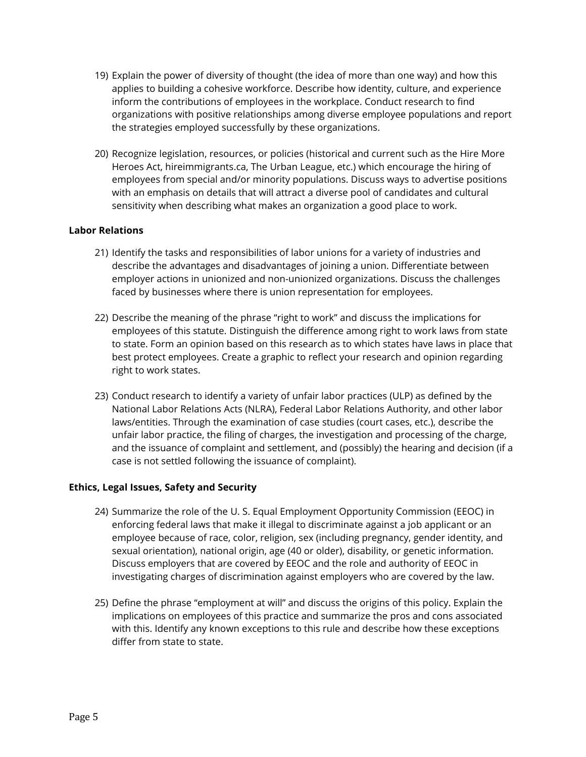19) Explain the power of diversity of thought (the idea of more than one way) and how this applies to building a cohesive workforce. Describe how identity, culture, and experience inform the contributions of employees in the workplace. Conduct research to find organizations with positive relationships among diverse employee populations and report the strategies employed successfully by these organizations.

20) Recognize legislation, resources, or policies (historical and current such as the Hire More Heroes Act, hireimmigrants.ca, The Urban League, etc.) which encourage the hiring of employees from special and/or minority populations. Discuss ways to advertise positions with an emphasis on details that will attract a diverse pool of candidates and cultural sensitivity when describing what makes an organization a good place to work.

**Labor Relations**

21) Identify the tasks and responsibilities of labor unions for a variety of industries and describe the advantages and disadvantages of joining a union. Differentiate between employer actions in unionized and non-unionized organizations. Discuss the challenges faced by businesses where there is union representation for employees.

22) Describe the meaning of the phrase "right to work" and discuss the implications for employees of this statute. Distinguish the difference among right to work laws from state to state. Form an opinion based on this research as to which states have laws in place that best protect employees. Create a graphic to reflect your research and opinion regarding right to work states.

23) Conduct research to identify a variety of unfair labor practices (ULP) as defined by the National Labor Relations Acts (NLRA), Federal Labor Relations Authority, and other labor laws/entities. Through the examination of case studies (court cases, etc.), describe the unfair labor practice, the filing of charges, the investigation and processing of the charge, and the issuance of complaint and settlement, and (possibly) the hearing and decision (if a case is not settled following the issuance of complaint).

**Ethics, Legal Issues, Safety and Security**

24) Summarize the role of the U. S. Equal Employment Opportunity Commission (EEOC) in enforcing federal laws that make it illegal to discriminate against a job applicant or an employee because of race, color, religion, sex (including pregnancy, gender identity, and sexual orientation), national origin, age (40 or older), disability, or genetic information. Discuss employers that are covered by EEOC and the role and authority of EEOC in investigating charges of discrimination against employers who are covered by the law.

25) Define the phrase "employment at will" and discuss the origins of this policy. Explain the implications on employees of this practice and summarize the pros and cons associated with this. Identify any known exceptions to this rule and describe how these exceptions differ from state to state.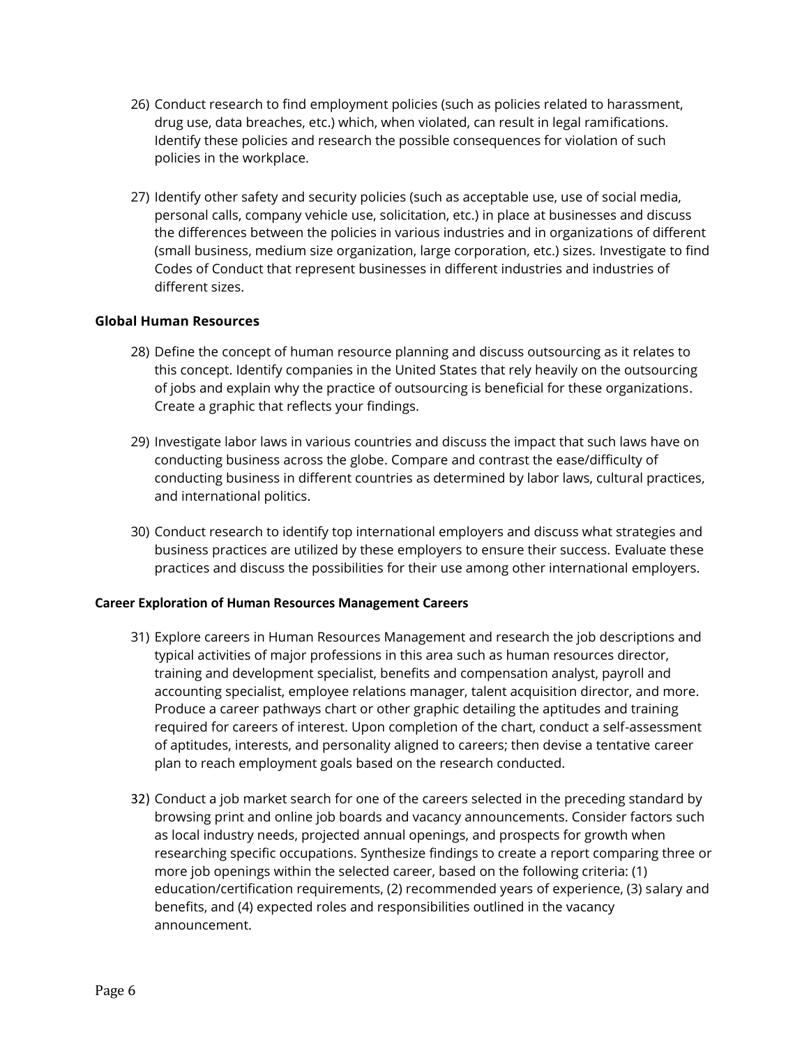26) Conduct research to find employment policies (such as policies related to harassment, drug use, data breaches, etc.) which, when violated, can result in legal ramifications. Identify these policies and research the possible consequences for violation of such policies in the workplace.

27) Identify other safety and security policies (such as acceptable use, use of social media, personal calls, company vehicle use, solicitation, etc.) in place at businesses and discuss the differences between the policies in various industries and in organizations of different (small business, medium size organization, large corporation, etc.) sizes. Investigate to find Codes of Conduct that represent businesses in different industries and industries of different sizes.

**Global Human Resources**

28) Define the concept of human resource planning and discuss outsourcing as it relates to this concept. Identify companies in the United States that rely heavily on the outsourcing of jobs and explain why the practice of outsourcing is beneficial for these organizations. Create a graphic that reflects your findings.

29) Investigate labor laws in various countries and discuss the impact that such laws have on conducting business across the globe. Compare and contrast the ease/difficulty of conducting business in different countries as determined by labor laws, cultural practices, and international politics.

30) Conduct research to identify top international employers and discuss what strategies and business practices are utilized by these employers to ensure their success. Evaluate these practices and discuss the possibilities for their use among other international employers.

**Career Exploration of Human Resources Management Careers**

31) Explore careers in Human Resources Management and research the job descriptions and typical activities of major professions in this area such as human resources director, training and development specialist, benefits and compensation analyst, payroll and accounting specialist, employee relations manager, talent acquisition director, and more. Produce a career pathways chart or other graphic detailing the aptitudes and training required for careers of interest. Upon completion of the chart, conduct a self-assessment of aptitudes, interests, and personality aligned to careers; then devise a tentative career plan to reach employment goals based on the research conducted.

32) Conduct a job market search for one of the careers selected in the preceding standard by browsing print and online job boards and vacancy announcements. Consider factors such as local industry needs, projected annual openings, and prospects for growth when researching specific occupations. Synthesize findings to create a report comparing three or more job openings within the selected career, based on the following criteria: (1) education/certification requirements, (2) recommended years of experience, (3) salary and benefits, and (4) expected roles and responsibilities outlined in the vacancy announcement.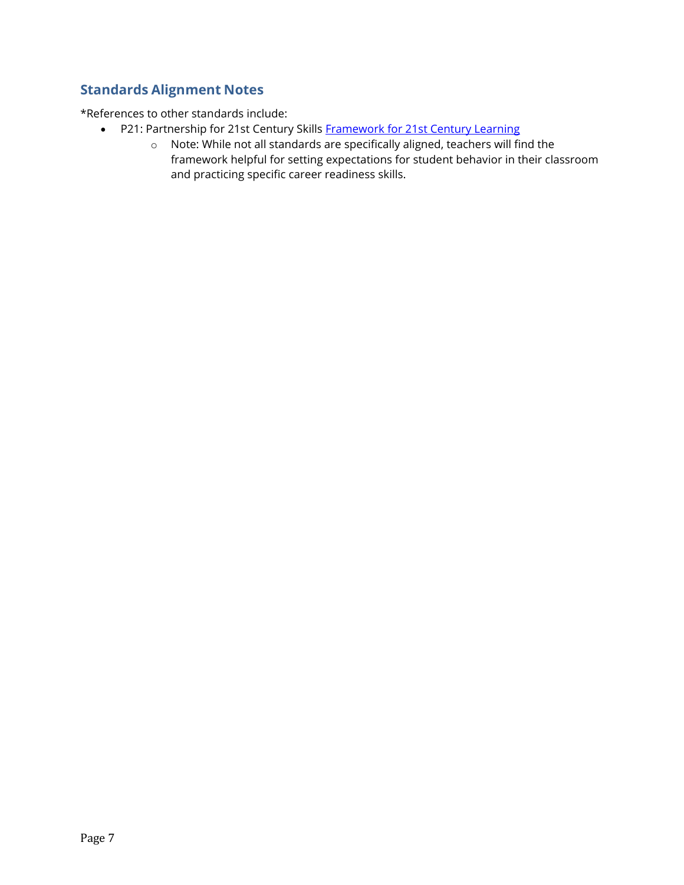## Standards Alignment Notes

*References to other standards include:

- P21: Partnership for 21st Century Skills Framework for 21st Century Learning
  - Note: While not all standards are specifically aligned, teachers will find the framework helpful for setting expectations for student behavior in their classroom and practicing specific career readiness skills.